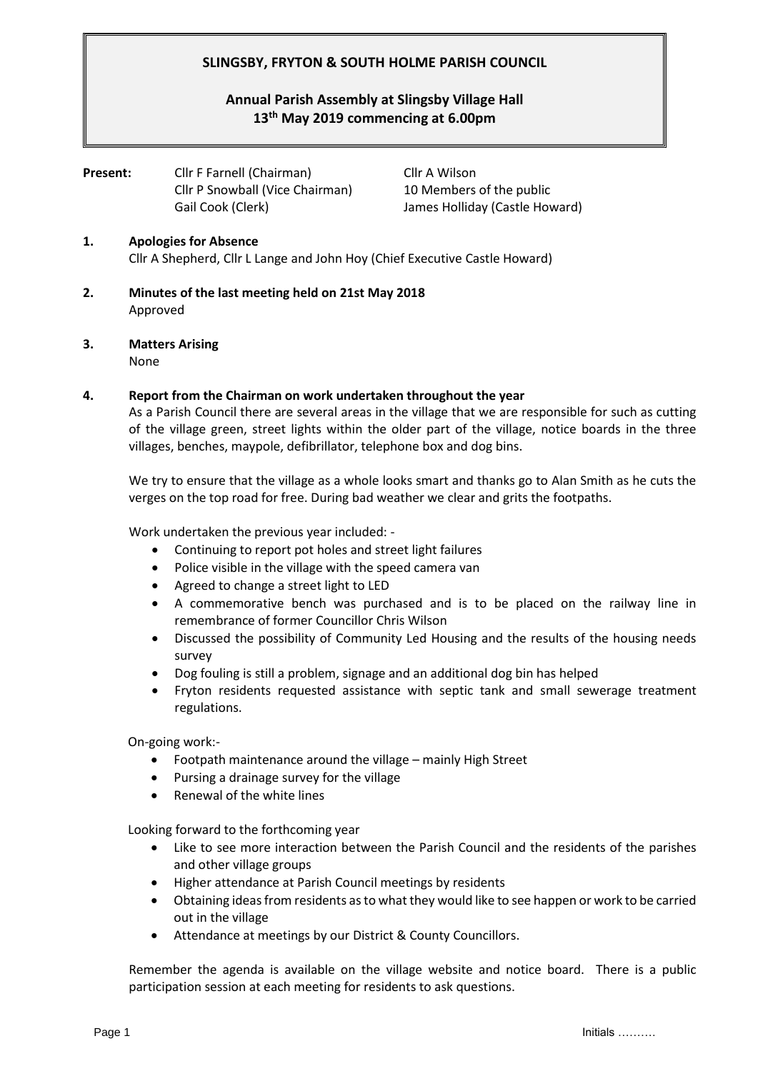# SLINGSBY, FRYTON & SOUTH HOLME PARISH COUNCIL

## Annual Parish Assembly at Slingsby Village Hall
## 13th May 2019 commencing at 6.00pm

**Present:** Cllr F Farnell (Chairman)
Cllr P Snowball (Vice Chairman)
Gail Cook (Clerk)
Cllr A Wilson
10 Members of the public
James Holliday (Castle Howard)

**1. Apologies for Absence**

Cllr A Shepherd, Cllr L Lange and John Hoy (Chief Executive Castle Howard)

**2. Minutes of the last meeting held on 21st May 2018**

Approved

**3. Matters Arising**

None

**4. Report from the Chairman on work undertaken throughout the year**

As a Parish Council there are several areas in the village that we are responsible for such as cutting of the village green, street lights within the older part of the village, notice boards in the three villages, benches, maypole, defibrillator, telephone box and dog bins.

We try to ensure that the village as a whole looks smart and thanks go to Alan Smith as he cuts the verges on the top road for free. During bad weather we clear and grits the footpaths.

Work undertaken the previous year included: -

- Continuing to report pot holes and street light failures
- Police visible in the village with the speed camera van
- Agreed to change a street light to LED
- A commemorative bench was purchased and is to be placed on the railway line in remembrance of former Councillor Chris Wilson
- Discussed the possibility of Community Led Housing and the results of the housing needs survey
- Dog fouling is still a problem, signage and an additional dog bin has helped
- Fryton residents requested assistance with septic tank and small sewerage treatment regulations.

On-going work:-

- Footpath maintenance around the village – mainly High Street
- Pursing a drainage survey for the village
- Renewal of the white lines

Looking forward to the forthcoming year

- Like to see more interaction between the Parish Council and the residents of the parishes and other village groups
- Higher attendance at Parish Council meetings by residents
- Obtaining ideas from residents as to what they would like to see happen or work to be carried out in the village
- Attendance at meetings by our District & County Councillors.

Remember the agenda is available on the village website and notice board. There is a public participation session at each meeting for residents to ask questions.

Initials ……….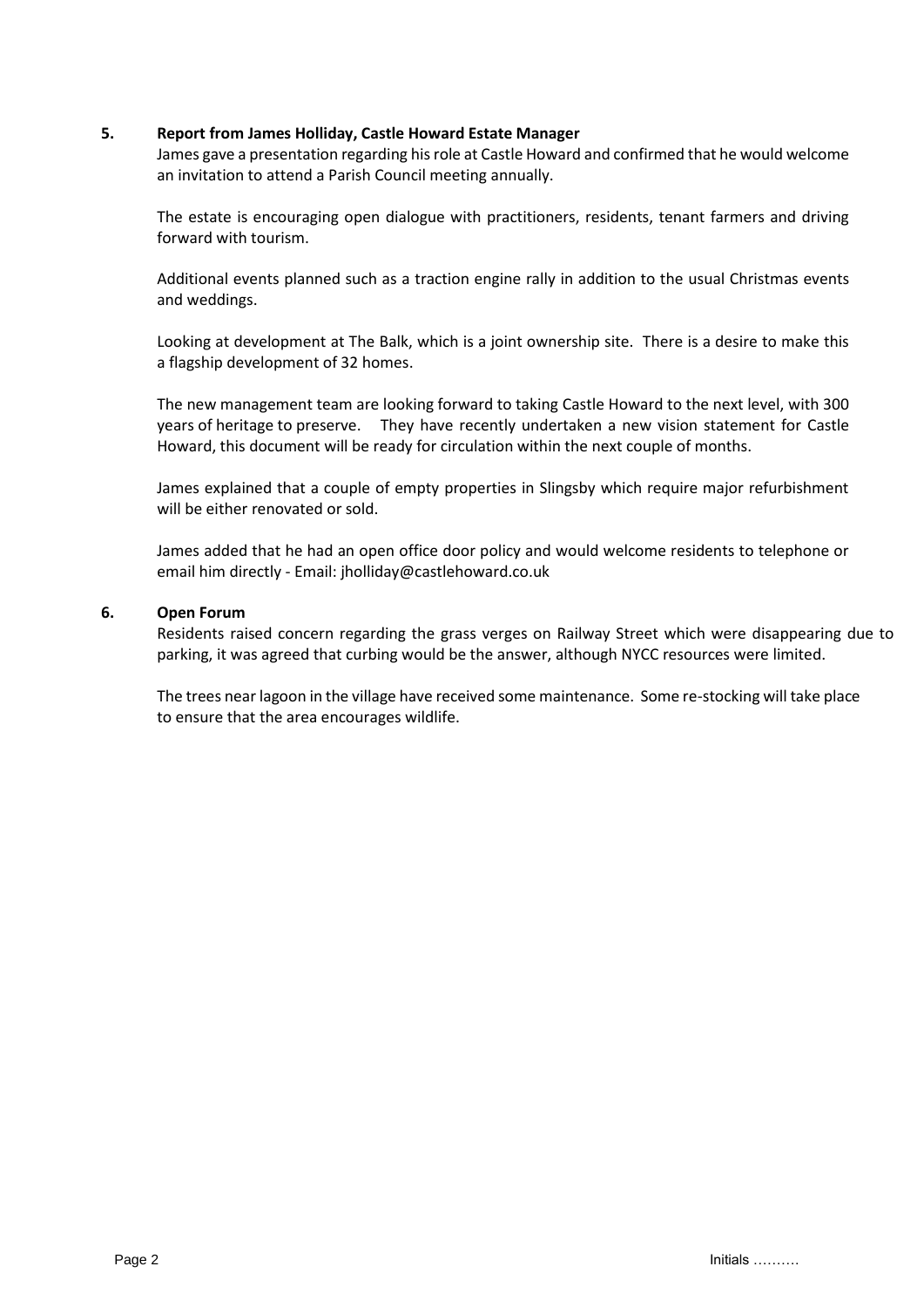## 5. Report from James Holliday, Castle Howard Estate Manager

James gave a presentation regarding his role at Castle Howard and confirmed that he would welcome an invitation to attend a Parish Council meeting annually.

The estate is encouraging open dialogue with practitioners, residents, tenant farmers and driving forward with tourism.

Additional events planned such as a traction engine rally in addition to the usual Christmas events and weddings.

Looking at development at The Balk, which is a joint ownership site. There is a desire to make this a flagship development of 32 homes.

The new management team are looking forward to taking Castle Howard to the next level, with 300 years of heritage to preserve. They have recently undertaken a new vision statement for Castle Howard, this document will be ready for circulation within the next couple of months.

James explained that a couple of empty properties in Slingsby which require major refurbishment will be either renovated or sold.

James added that he had an open office door policy and would welcome residents to telephone or email him directly - Email: jholliday@castlehoward.co.uk

## 6. Open Forum

Residents raised concern regarding the grass verges on Railway Street which were disappearing due to parking, it was agreed that curbing would be the answer, although NYCC resources were limited.

The trees near lagoon in the village have received some maintenance. Some re-stocking will take place to ensure that the area encourages wildlife.

Initials ……….